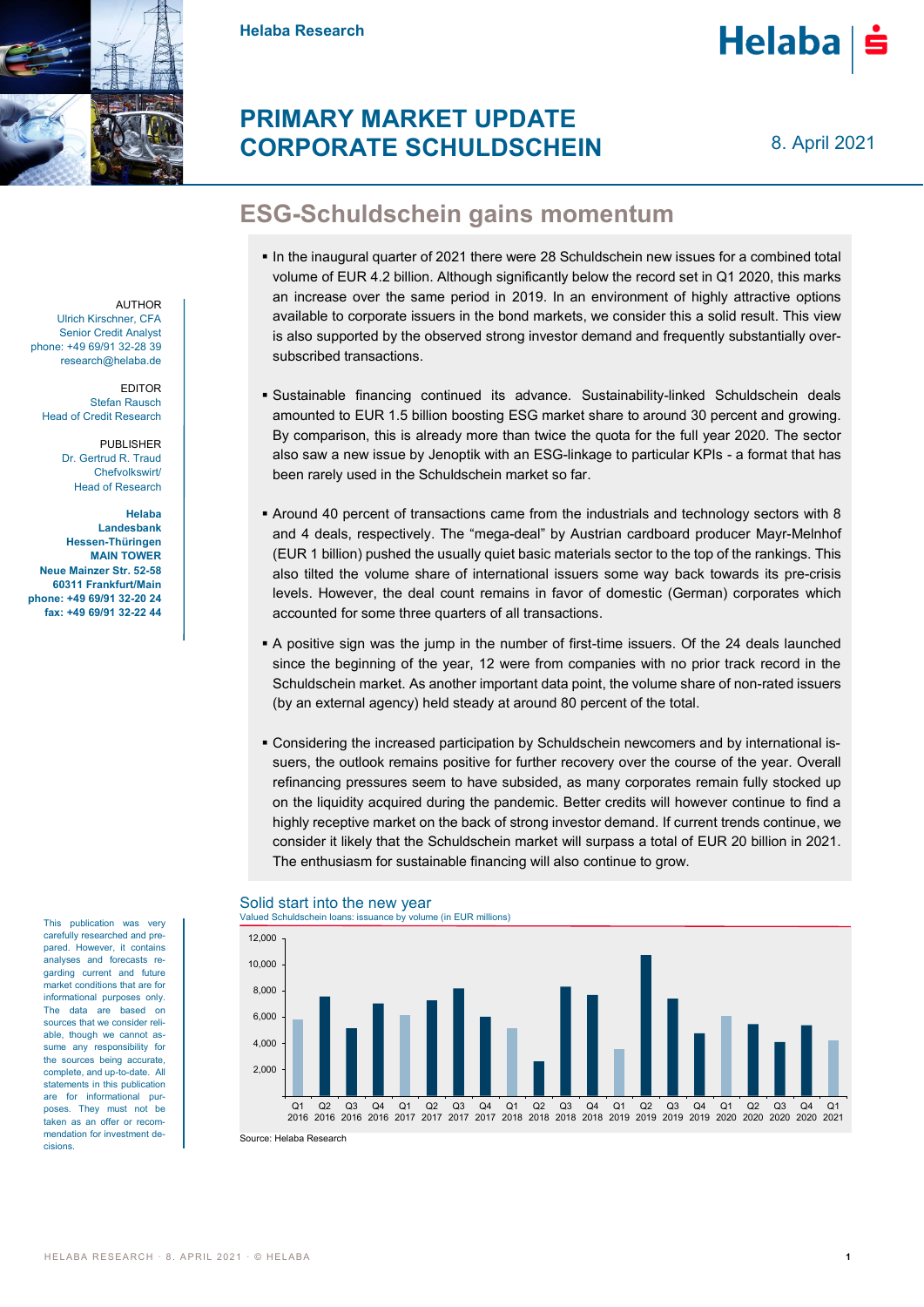Helaba Research

# PRIMARY MARKET UPDATE CORPORATE SCHULDSCHEIN

8. April 2021

## ESG-Schuldschein gains momentum

AUTHOR
Ulrich Kirschner, CFA
Senior Credit Analyst
phone: +49 69/91 32-28 39
research@helaba.de

EDITOR
Stefan Rausch
Head of Credit Research

PUBLISHER
Dr. Gertrud R. Traud
Chefvolkswirt/
Head of Research

**Helaba Landesbank Hessen-Thüringen MAIN TOWER Neue Mainzer Str. 52-58 60311 Frankfurt/Main phone: +49 69/91 32-20 24 fax: +49 69/91 32-22 44**

- In the inaugural quarter of 2021 there were 28 Schuldschein new issues for a combined total volume of EUR 4.2 billion. Although significantly below the record set in Q1 2020, this marks an increase over the same period in 2019. In an environment of highly attractive options available to corporate issuers in the bond markets, we consider this a solid result. This view is also supported by the observed strong investor demand and frequently substantially over-subscribed transactions.

- Sustainable financing continued its advance. Sustainability-linked Schuldschein deals amounted to EUR 1.5 billion boosting ESG market share to around 30 percent and growing. By comparison, this is already more than twice the quota for the full year 2020. The sector also saw a new issue by Jenoptik with an ESG-linkage to particular KPIs - a format that has been rarely used in the Schuldschein market so far.

- Around 40 percent of transactions came from the industrials and technology sectors with 8 and 4 deals, respectively. The "mega-deal" by Austrian cardboard producer Mayr-Melnhof (EUR 1 billion) pushed the usually quiet basic materials sector to the top of the rankings. This also tilted the volume share of international issuers some way back towards its pre-crisis levels. However, the deal count remains in favor of domestic (German) corporates which accounted for some three quarters of all transactions.

- A positive sign was the jump in the number of first-time issuers. Of the 24 deals launched since the beginning of the year, 12 were from companies with no prior track record in the Schuldschein market. As another important data point, the volume share of non-rated issuers (by an external agency) held steady at around 80 percent of the total.

- Considering the increased participation by Schuldschein newcomers and by international issuers, the outlook remains positive for further recovery over the course of the year. Overall refinancing pressures seem to have subsided, as many corporates remain fully stocked up on the liquidity acquired during the pandemic. Better credits will however continue to find a highly receptive market on the back of strong investor demand. If current trends continue, we consider it likely that the Schuldschein market will surpass a total of EUR 20 billion in 2021. The enthusiasm for sustainable financing will also continue to grow.

This publication was very carefully researched and prepared. However, it contains analyses and forecasts regarding current and future market conditions that are for informational purposes only. The data are based on sources that we consider reliable, though we cannot assume any responsibility for the sources being accurate, complete, and up-to-date. All statements in this publication are for informational purposes. They must not be taken as an offer or recommendation for investment decisions.

### Solid start into the new year

Valued Schuldschein loans: issuance by volume (in EUR millions)

| Quarter | Volume (approx., EUR millions) |
|---|---|
| Q1 2016 | 5,800 |
| Q2 2016 | 7,600 |
| Q3 2016 | 5,100 |
| Q4 2016 | 7,000 |
| Q1 2017 | 6,100 |
| Q2 2017 | 7,300 |
| Q3 2017 | 8,100 |
| Q4 2017 | 6,000 |
| Q1 2018 | 5,100 |
| Q2 2018 | 2,600 |
| Q3 2018 | 8,300 |
| Q4 2018 | 7,700 |
| Q1 2019 | 3,600 |
| Q2 2019 | 10,700 |
| Q3 2019 | 7,400 |
| Q4 2019 | 4,700 |
| Q1 2020 | 6,100 |
| Q2 2020 | 5,500 |
| Q3 2020 | 4,100 |
| Q4 2020 | 5,300 |
| Q1 2021 | 4,200 |

Source: Helaba Research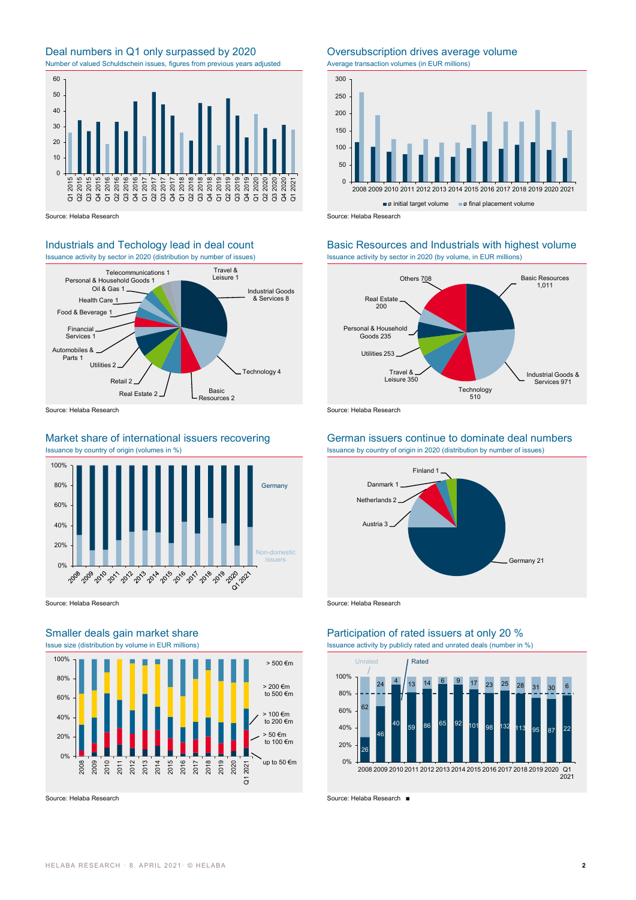## Deal numbers in Q1 only surpassed by 2020

Number of valued Schuldschein issues, figures from previous years adjusted

60
50
40
30
20
10
0

Q1 2015 Q2 2015 Q3 2015 Q4 2015 Q1 2016 Q2 2016 Q3 2016 Q4 2016 Q1 2017 Q2 2017 Q3 2017 Q4 2017 Q1 2018 Q2 2018 Q3 2018 Q4 2018 Q1 2019 Q2 2019 Q3 2019 Q4 2019 Q1 2020 Q2 2020 Q3 2020 Q4 2020 Q1 2021

Source: Helaba Research

## Oversubscription drives average volume

Average transaction volumes (in EUR millions)

300
250
200
150
100
50
0

2008 2009 2010 2011 2012 2013 2014 2015 2016 2017 2018 2019 2020 2021

ø initial target volume    ø final placement volume

Source: Helaba Research

## Industrials and Techology lead in deal count

Issuance activity by sector in 2020 (distribution by number of issues)

Telecommunications 1
Personal & Household Goods 1
Oil & Gas 1
Health Care 1
Food & Beverage 1
Financial Services 1
Automobiles & Parts 1
Utilities 2
Retail 2
Real Estate 2
Basic Resources 2
Technology 4
Industrial Goods & Services 8
Travel & Leisure 1

Source: Helaba Research

## Basic Resources and Industrials with highest volume

Issuance activity by sector in 2020 (by volume, in EUR millions)

Others 708
Basic Resources 1,011
Real Estate 200
Personal & Household Goods 235
Utilities 253
Travel & Leisure 350
Technology 510
Industrial Goods & Services 971

Source: Helaba Research

## Market share of international issuers recovering

Issuance by country of origin (volumes in %)

100%
80%
60%
40%
20%
0%

2008 2009 2010 2011 2012 2013 2014 2015 2016 2017 2018 2019 2020 Q1 2021

Germany
Non-domestic issuers

Source: Helaba Research

## German issuers continue to dominate deal numbers

Issuance by country of origin in 2020 (distribution by number of issues)

Finland 1
Danmark 1
Netherlands 2
Austria 3
Germany 21

Source: Helaba Research

## Smaller deals gain market share

Issue size (distribution by volume in EUR millions)

100%
80%
60%
40%
20%
0%

2008 2009 2010 2011 2012 2013 2014 2015 2016 2017 2018 2019 2020 Q1 2021

> 500 €m
> 200 €m to 500 €m
> 100 €m to 200 €m
> 50 €m to 100 €m
up to 50 €m

Source: Helaba Research

## Participation of rated issuers at only 20 %

Issuance activity by publicly rated and unrated deals (number in %)

Unrated
Rated

100%
80%
60%
40%
20%
0%

2008 2009 2010 2011 2012 2013 2014 2015 2016 2017 2018 2019 2020 Q1 2021

62 24 4 13 14 6 9 17 23 25 28 31 30 6

26 46 40 59 86 65 92 101 98 132 113 95 87 22

Source: Helaba Research ■